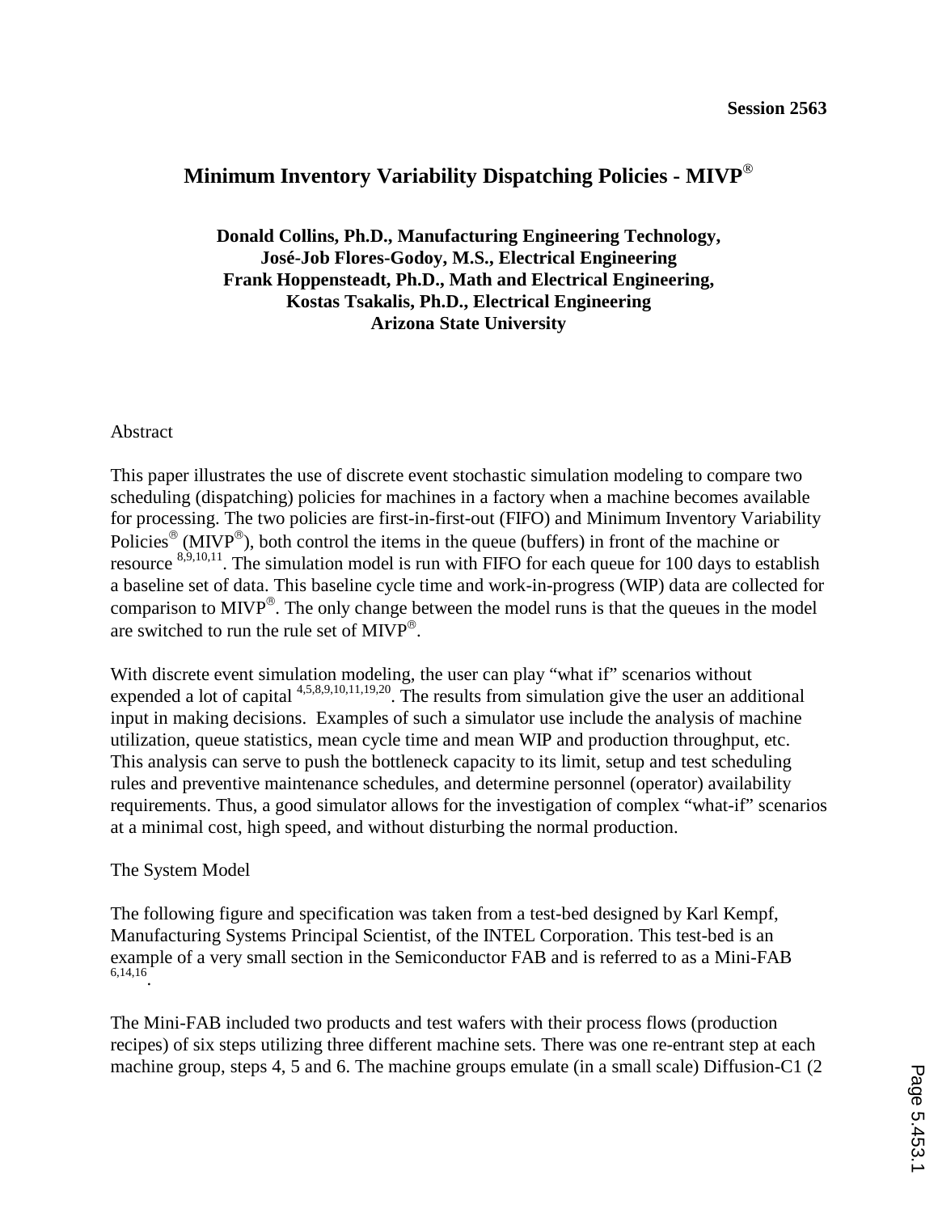**Session 2563**

# Minimum Inventory Variability Dispatching Policies - MIVP®

**Donald Collins, Ph.D., Manufacturing Engineering Technology,**
**José-Job Flores-Godoy, M.S., Electrical Engineering**
**Frank Hoppensteadt, Ph.D., Math and Electrical Engineering,**
**Kostas Tsakalis, Ph.D., Electrical Engineering**
**Arizona State University**

## Abstract

This paper illustrates the use of discrete event stochastic simulation modeling to compare two scheduling (dispatching) policies for machines in a factory when a machine becomes available for processing. The two policies are first-in-first-out (FIFO) and Minimum Inventory Variability Policies® (MIVP®), both control the items in the queue (buffers) in front of the machine or resource [8,9,10,11]. The simulation model is run with FIFO for each queue for 100 days to establish a baseline set of data. This baseline cycle time and work-in-progress (WIP) data are collected for comparison to MIVP®. The only change between the model runs is that the queues in the model are switched to run the rule set of MIVP®.

With discrete event simulation modeling, the user can play "what if" scenarios without expended a lot of capital [4,5,8,9,10,11,19,20]. The results from simulation give the user an additional input in making decisions. Examples of such a simulator use include the analysis of machine utilization, queue statistics, mean cycle time and mean WIP and production throughput, etc. This analysis can serve to push the bottleneck capacity to its limit, setup and test scheduling rules and preventive maintenance schedules, and determine personnel (operator) availability requirements. Thus, a good simulator allows for the investigation of complex "what-if" scenarios at a minimal cost, high speed, and without disturbing the normal production.

## The System Model

The following figure and specification was taken from a test-bed designed by Karl Kempf, Manufacturing Systems Principal Scientist, of the INTEL Corporation. This test-bed is an example of a very small section in the Semiconductor FAB and is referred to as a Mini-FAB [6,14,16].

The Mini-FAB included two products and test wafers with their process flows (production recipes) of six steps utilizing three different machine sets. There was one re-entrant step at each machine group, steps 4, 5 and 6. The machine groups emulate (in a small scale) Diffusion-C1 (2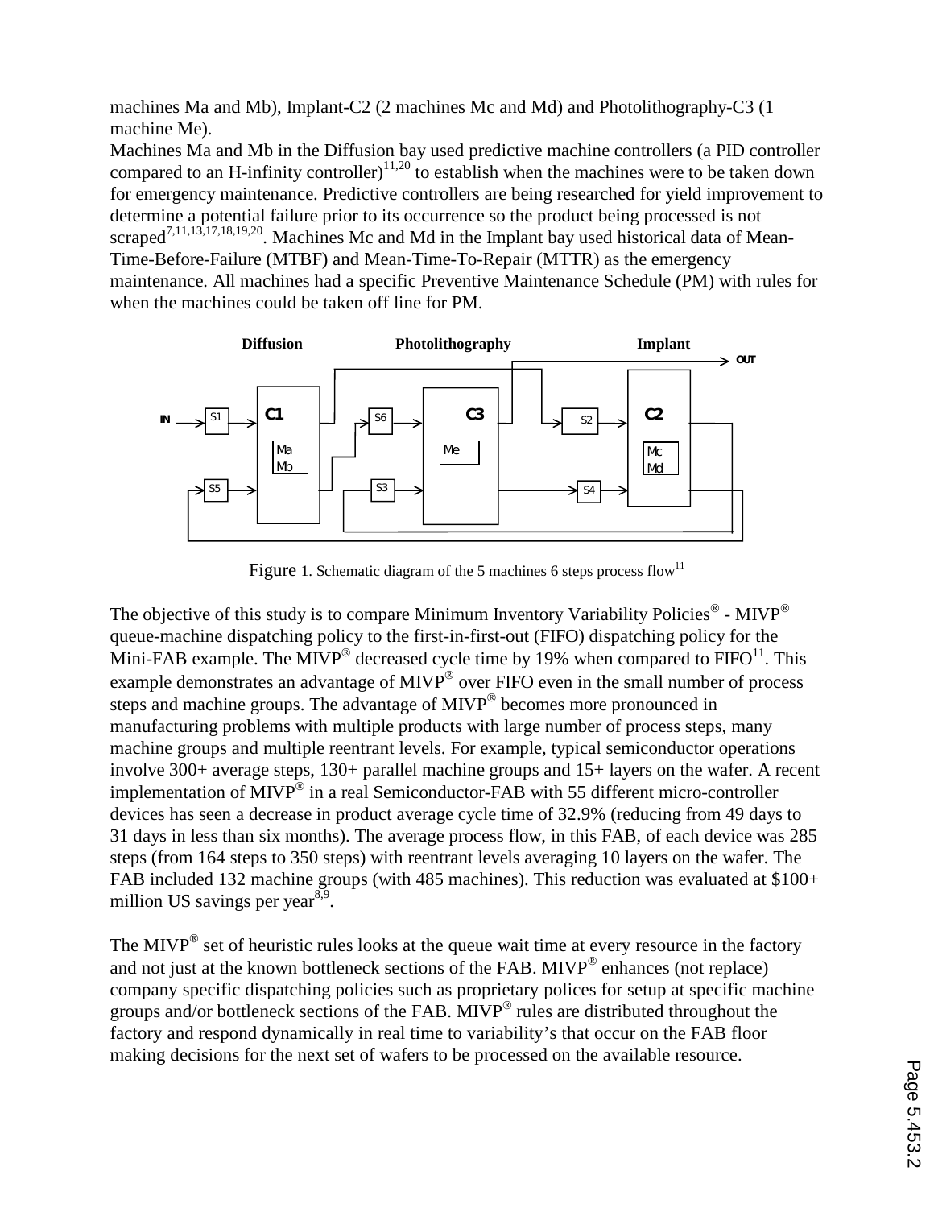machines Ma and Mb), Implant-C2 (2 machines Mc and Md) and Photolithography-C3 (1 machine Me).

Machines Ma and Mb in the Diffusion bay used predictive machine controllers (a PID controller compared to an H-infinity controller)[11,20] to establish when the machines were to be taken down for emergency maintenance. Predictive controllers are being researched for yield improvement to determine a potential failure prior to its occurrence so the product being processed is not scraped[7,11,13,17,18,19,20]. Machines Mc and Md in the Implant bay used historical data of Mean-Time-Before-Failure (MTBF) and Mean-Time-To-Repair (MTTR) as the emergency maintenance. All machines had a specific Preventive Maintenance Schedule (PM) with rules for when the machines could be taken off line for PM.

Figure 1. Schematic diagram of the 5 machines 6 steps process flow[11]

The objective of this study is to compare Minimum Inventory Variability Policies® - MIVP® queue-machine dispatching policy to the first-in-first-out (FIFO) dispatching policy for the Mini-FAB example. The MIVP® decreased cycle time by 19% when compared to FIFO[11]. This example demonstrates an advantage of MIVP® over FIFO even in the small number of process steps and machine groups. The advantage of MIVP® becomes more pronounced in manufacturing problems with multiple products with large number of process steps, many machine groups and multiple reentrant levels. For example, typical semiconductor operations involve 300+ average steps, 130+ parallel machine groups and 15+ layers on the wafer. A recent implementation of MIVP® in a real Semiconductor-FAB with 55 different micro-controller devices has seen a decrease in product average cycle time of 32.9% (reducing from 49 days to 31 days in less than six months). The average process flow, in this FAB, of each device was 285 steps (from 164 steps to 350 steps) with reentrant levels averaging 10 layers on the wafer. The FAB included 132 machine groups (with 485 machines). This reduction was evaluated at $100+ million US savings per year[8,9].

The MIVP® set of heuristic rules looks at the queue wait time at every resource in the factory and not just at the known bottleneck sections of the FAB. MIVP® enhances (not replace) company specific dispatching policies such as proprietary polices for setup at specific machine groups and/or bottleneck sections of the FAB. MIVP® rules are distributed throughout the factory and respond dynamically in real time to variability's that occur on the FAB floor making decisions for the next set of wafers to be processed on the available resource.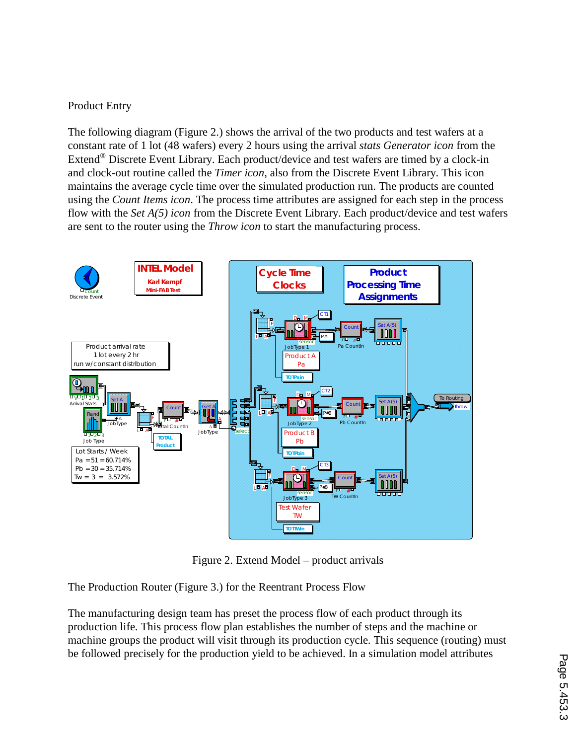Product Entry

The following diagram (Figure 2.) shows the arrival of the two products and test wafers at a constant rate of 1 lot (48 wafers) every 2 hours using the arrival *stats Generator icon* from the Extend® Discrete Event Library. Each product/device and test wafers are timed by a clock-in and clock-out routine called the *Timer icon*, also from the Discrete Event Library. This icon maintains the average cycle time over the simulated production run. The products are counted using the *Count Items icon*. The process time attributes are assigned for each step in the process flow with the *Set A(5) icon* from the Discrete Event Library. Each product/device and test wafers are sent to the router using the *Throw icon* to start the manufacturing process.

Figure 2. Extend Model – product arrivals

The Production Router (Figure 3.) for the Reentrant Process Flow

The manufacturing design team has preset the process flow of each product through its production life. This process flow plan establishes the number of steps and the machine or machine groups the product will visit through its production cycle. This sequence (routing) must be followed precisely for the production yield to be achieved. In a simulation model attributes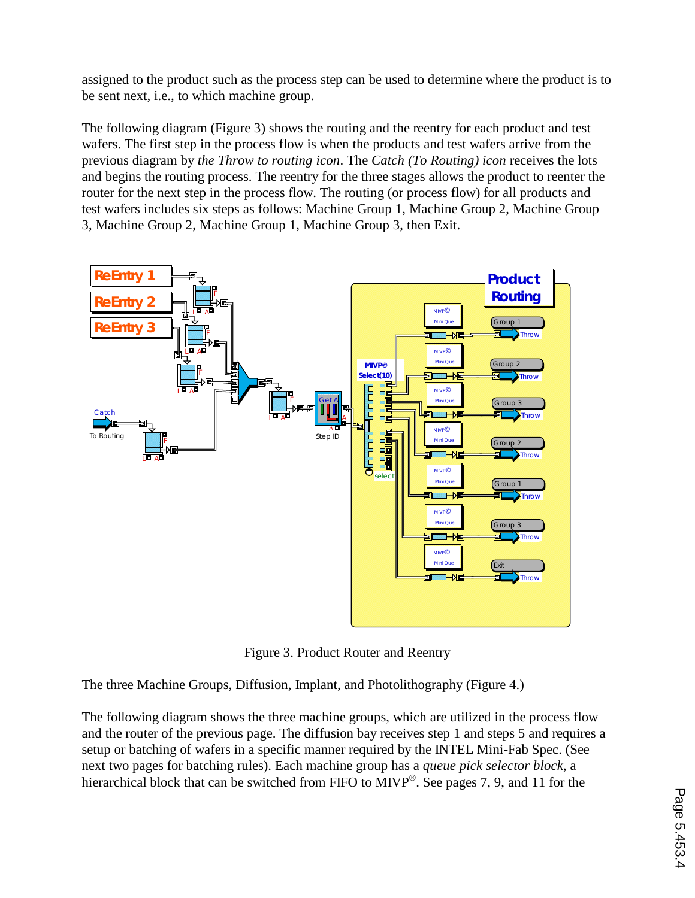assigned to the product such as the process step can be used to determine where the product is to be sent next, i.e., to which machine group.

The following diagram (Figure 3) shows the routing and the reentry for each product and test wafers. The first step in the process flow is when the products and test wafers arrive from the previous diagram by *the Throw to routing icon*. The *Catch (To Routing) icon* receives the lots and begins the routing process. The reentry for the three stages allows the product to reenter the router for the next step in the process flow. The routing (or process flow) for all products and test wafers includes six steps as follows: Machine Group 1, Machine Group 2, Machine Group 3, Machine Group 2, Machine Group 1, Machine Group 3, then Exit.

Figure 3. Product Router and Reentry

The three Machine Groups, Diffusion, Implant, and Photolithography (Figure 4.)

The following diagram shows the three machine groups, which are utilized in the process flow and the router of the previous page. The diffusion bay receives step 1 and steps 5 and requires a setup or batching of wafers in a specific manner required by the INTEL Mini-Fab Spec. (See next two pages for batching rules). Each machine group has a *queue pick selector block*, a hierarchical block that can be switched from FIFO to MIVP®. See pages 7, 9, and 11 for the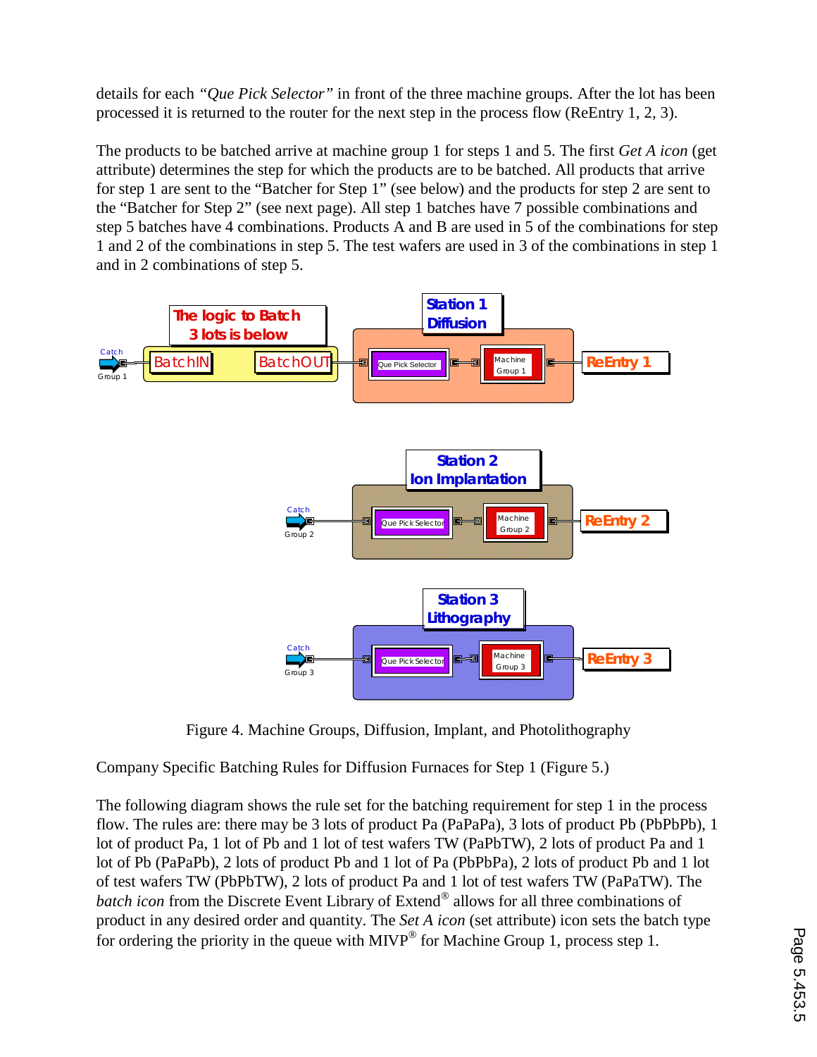details for each *"Que Pick Selector"* in front of the three machine groups. After the lot has been processed it is returned to the router for the next step in the process flow (ReEntry 1, 2, 3).

The products to be batched arrive at machine group 1 for steps 1 and 5. The first *Get A icon* (get attribute) determines the step for which the products are to be batched. All products that arrive for step 1 are sent to the "Batcher for Step 1" (see below) and the products for step 2 are sent to the "Batcher for Step 2" (see next page). All step 1 batches have 7 possible combinations and step 5 batches have 4 combinations. Products A and B are used in 5 of the combinations for step 1 and 2 of the combinations in step 5. The test wafers are used in 3 of the combinations in step 1 and in 2 combinations of step 5.

Figure 4. Machine Groups, Diffusion, Implant, and Photolithography

Company Specific Batching Rules for Diffusion Furnaces for Step 1 (Figure 5.)

The following diagram shows the rule set for the batching requirement for step 1 in the process flow. The rules are: there may be 3 lots of product Pa (PaPaPa), 3 lots of product Pb (PbPbPb), 1 lot of product Pa, 1 lot of Pb and 1 lot of test wafers TW (PaPbTW), 2 lots of product Pa and 1 lot of Pb (PaPaPb), 2 lots of product Pb and 1 lot of Pa (PbPbPa), 2 lots of product Pb and 1 lot of test wafers TW (PbPbTW), 2 lots of product Pa and 1 lot of test wafers TW (PaPaTW). The *batch icon* from the Discrete Event Library of Extend® allows for all three combinations of product in any desired order and quantity. The *Set A icon* (set attribute) icon sets the batch type for ordering the priority in the queue with MIVP® for Machine Group 1, process step 1.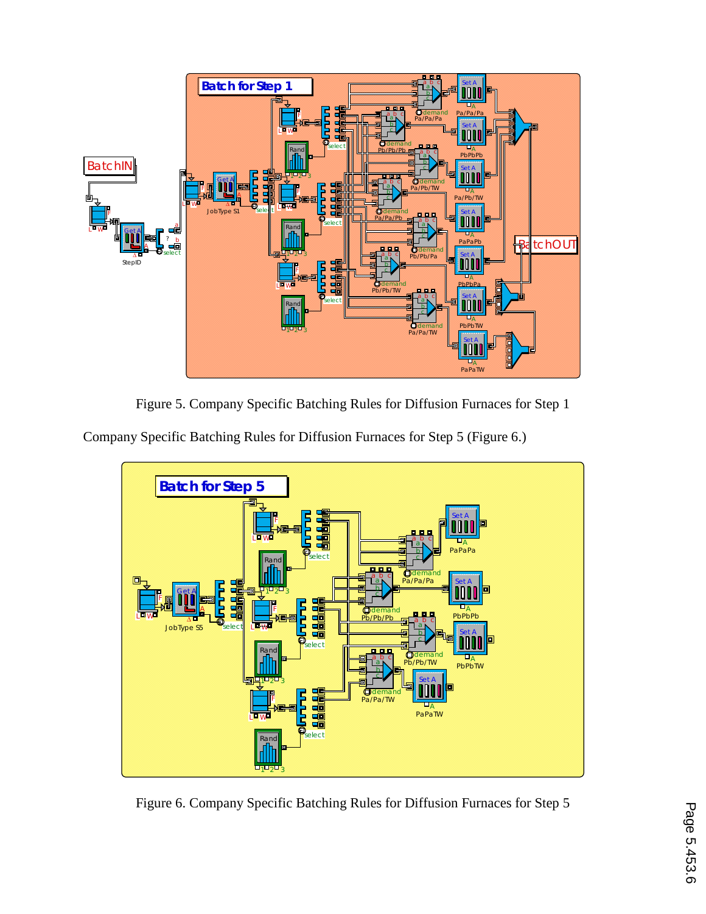Figure 5. Company Specific Batching Rules for Diffusion Furnaces for Step 1

Company Specific Batching Rules for Diffusion Furnaces for Step 5 (Figure 6.)

Figure 6. Company Specific Batching Rules for Diffusion Furnaces for Step 5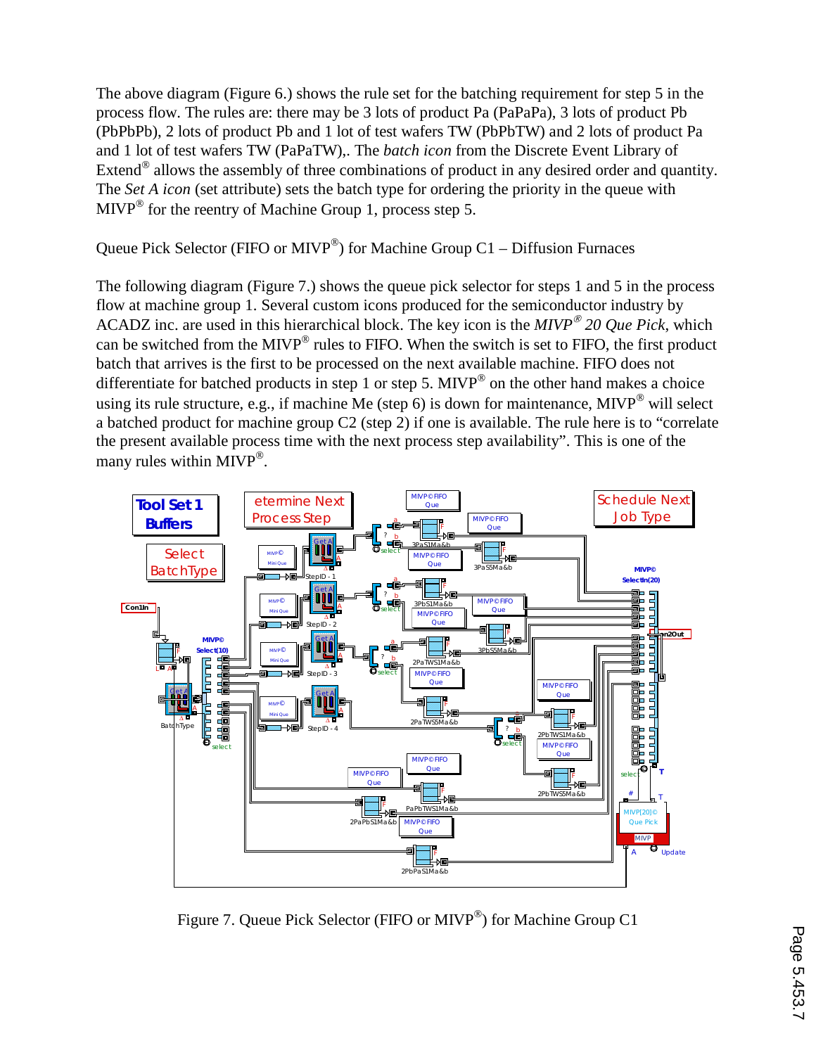The above diagram (Figure 6.) shows the rule set for the batching requirement for step 5 in the process flow. The rules are: there may be 3 lots of product Pa (PaPaPa), 3 lots of product Pb (PbPbPb), 2 lots of product Pb and 1 lot of test wafers TW (PbPbTW) and 2 lots of product Pa and 1 lot of test wafers TW (PaPaTW),. The *batch icon* from the Discrete Event Library of Extend® allows the assembly of three combinations of product in any desired order and quantity. The *Set A icon* (set attribute) sets the batch type for ordering the priority in the queue with MIVP® for the reentry of Machine Group 1, process step 5.

Queue Pick Selector (FIFO or MIVP®) for Machine Group C1 – Diffusion Furnaces

The following diagram (Figure 7.) shows the queue pick selector for steps 1 and 5 in the process flow at machine group 1. Several custom icons produced for the semiconductor industry by ACADZ inc. are used in this hierarchical block. The key icon is the *MIVP® 20 Que Pick*, which can be switched from the MIVP® rules to FIFO. When the switch is set to FIFO, the first product batch that arrives is the first to be processed on the next available machine. FIFO does not differentiate for batched products in step 1 or step 5. MIVP® on the other hand makes a choice using its rule structure, e.g., if machine Me (step 6) is down for maintenance, MIVP® will select a batched product for machine group C2 (step 2) if one is available. The rule here is to "correlate the present available process time with the next process step availability". This is one of the many rules within MIVP®.

Figure 7. Queue Pick Selector (FIFO or MIVP®) for Machine Group C1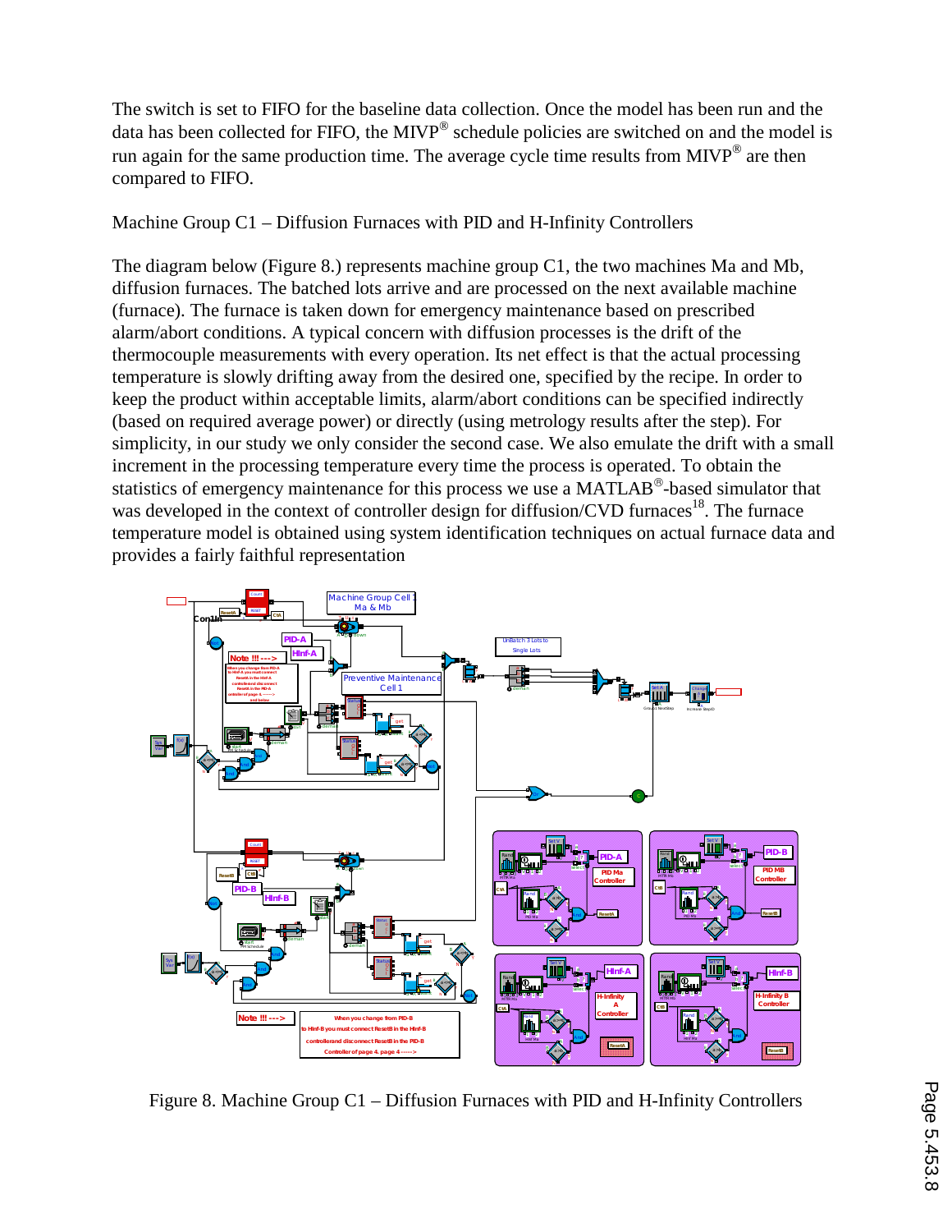The switch is set to FIFO for the baseline data collection. Once the model has been run and the data has been collected for FIFO, the MIVP® schedule policies are switched on and the model is run again for the same production time. The average cycle time results from MIVP® are then compared to FIFO.

Machine Group C1 – Diffusion Furnaces with PID and H-Infinity Controllers

The diagram below (Figure 8.) represents machine group C1, the two machines Ma and Mb, diffusion furnaces. The batched lots arrive and are processed on the next available machine (furnace). The furnace is taken down for emergency maintenance based on prescribed alarm/abort conditions. A typical concern with diffusion processes is the drift of the thermocouple measurements with every operation. Its net effect is that the actual processing temperature is slowly drifting away from the desired one, specified by the recipe. In order to keep the product within acceptable limits, alarm/abort conditions can be specified indirectly (based on required average power) or directly (using metrology results after the step). For simplicity, in our study we only consider the second case. We also emulate the drift with a small increment in the processing temperature every time the process is operated. To obtain the statistics of emergency maintenance for this process we use a MATLAB®-based simulator that was developed in the context of controller design for diffusion/CVD furnaces[18]. The furnace temperature model is obtained using system identification techniques on actual furnace data and provides a fairly faithful representation

Figure 8. Machine Group C1 – Diffusion Furnaces with PID and H-Infinity Controllers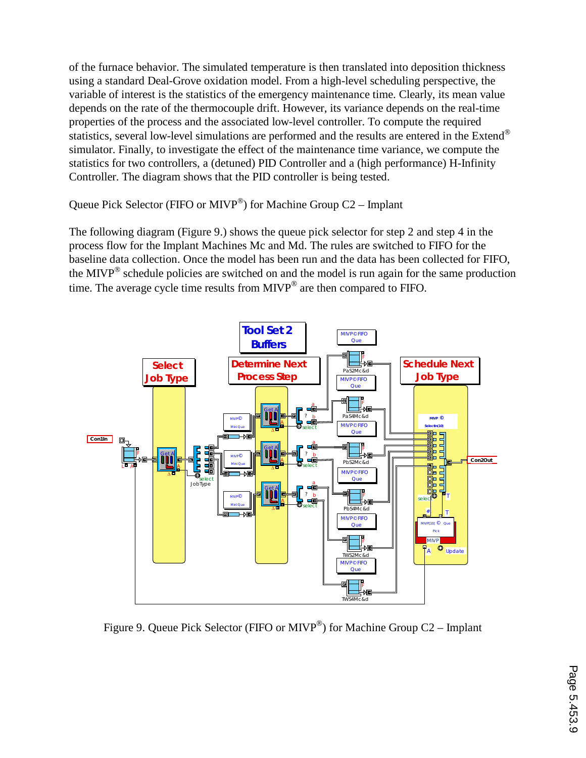of the furnace behavior. The simulated temperature is then translated into deposition thickness using a standard Deal-Grove oxidation model. From a high-level scheduling perspective, the variable of interest is the statistics of the emergency maintenance time. Clearly, its mean value depends on the rate of the thermocouple drift. However, its variance depends on the real-time properties of the process and the associated low-level controller. To compute the required statistics, several low-level simulations are performed and the results are entered in the Extend® simulator. Finally, to investigate the effect of the maintenance time variance, we compute the statistics for two controllers, a (detuned) PID Controller and a (high performance) H-Infinity Controller. The diagram shows that the PID controller is being tested.

Queue Pick Selector (FIFO or MIVP®) for Machine Group C2 – Implant

The following diagram (Figure 9.) shows the queue pick selector for step 2 and step 4 in the process flow for the Implant Machines Mc and Md. The rules are switched to FIFO for the baseline data collection. Once the model has been run and the data has been collected for FIFO, the MIVP® schedule policies are switched on and the model is run again for the same production time. The average cycle time results from MIVP® are then compared to FIFO.

Figure 9. Queue Pick Selector (FIFO or MIVP®) for Machine Group C2 – Implant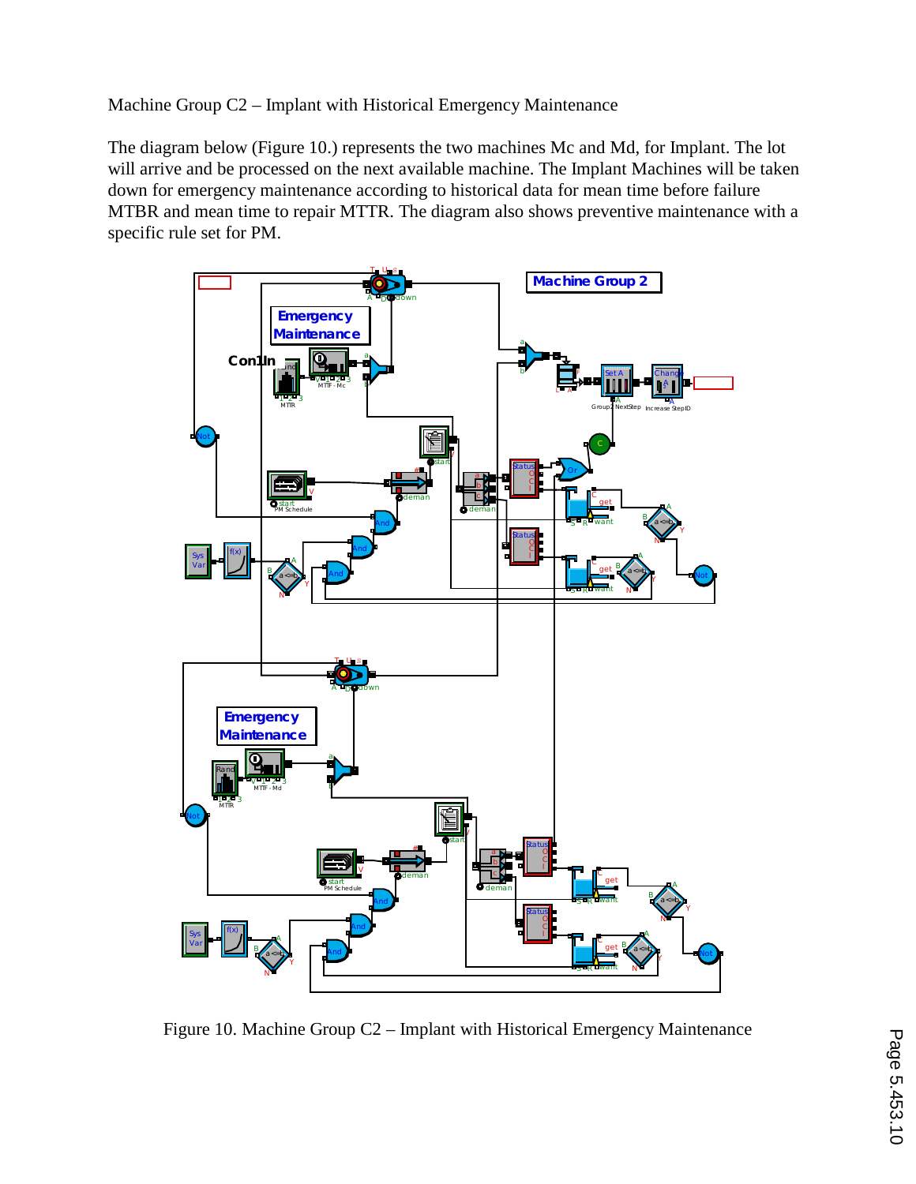Machine Group C2 – Implant with Historical Emergency Maintenance

The diagram below (Figure 10.) represents the two machines Mc and Md, for Implant. The lot will arrive and be processed on the next available machine. The Implant Machines will be taken down for emergency maintenance according to historical data for mean time before failure MTBR and mean time to repair MTTR. The diagram also shows preventive maintenance with a specific rule set for PM.

Figure 10. Machine Group C2 – Implant with Historical Emergency Maintenance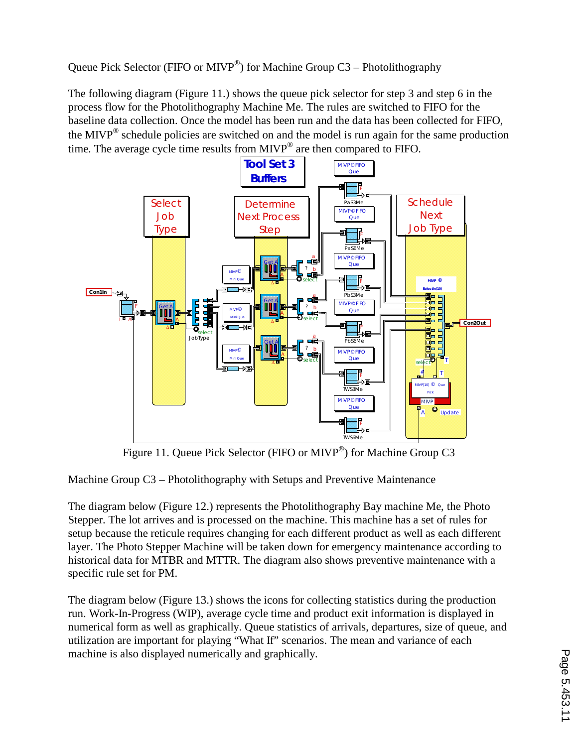Queue Pick Selector (FIFO or MIVP®) for Machine Group C3 – Photolithography

The following diagram (Figure 11.) shows the queue pick selector for step 3 and step 6 in the process flow for the Photolithography Machine Me. The rules are switched to FIFO for the baseline data collection. Once the model has been run and the data has been collected for FIFO, the MIVP® schedule policies are switched on and the model is run again for the same production time. The average cycle time results from MIVP® are then compared to FIFO.

Figure 11. Queue Pick Selector (FIFO or MIVP®) for Machine Group C3

Machine Group C3 – Photolithography with Setups and Preventive Maintenance

The diagram below (Figure 12.) represents the Photolithography Bay machine Me, the Photo Stepper. The lot arrives and is processed on the machine. This machine has a set of rules for setup because the reticule requires changing for each different product as well as each different layer. The Photo Stepper Machine will be taken down for emergency maintenance according to historical data for MTBR and MTTR. The diagram also shows preventive maintenance with a specific rule set for PM.

The diagram below (Figure 13.) shows the icons for collecting statistics during the production run. Work-In-Progress (WIP), average cycle time and product exit information is displayed in numerical form as well as graphically. Queue statistics of arrivals, departures, size of queue, and utilization are important for playing “What If” scenarios. The mean and variance of each machine is also displayed numerically and graphically.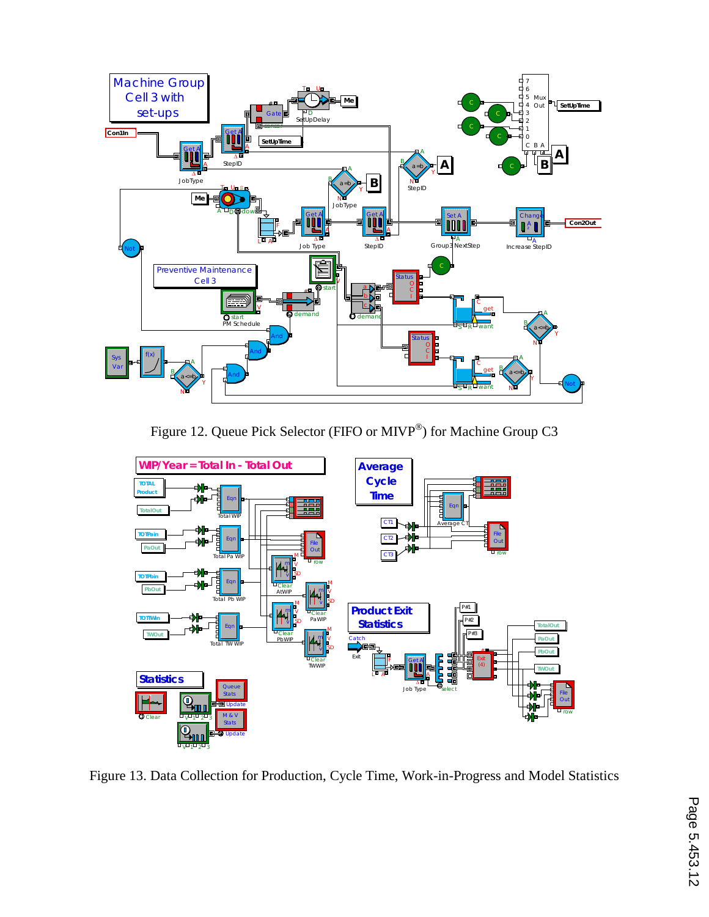Figure 12. Queue Pick Selector (FIFO or MIVP®) for Machine Group C3

Figure 13. Data Collection for Production, Cycle Time, Work-in-Progress and Model Statistics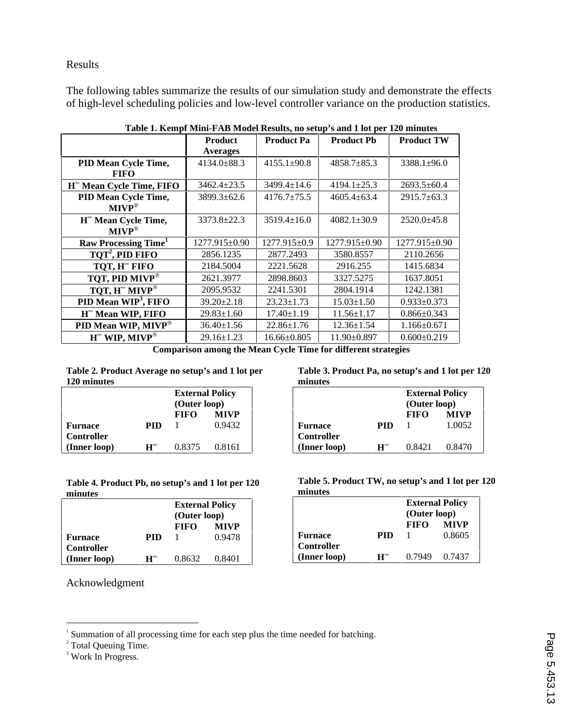## Results

The following tables summarize the results of our simulation study and demonstrate the effects of high-level scheduling policies and low-level controller variance on the production statistics.

**Table 1. Kempf Mini-FAB Model Results, no setup's and 1 lot per 120 minutes**

| | Product Averages | Product Pa | Product Pb | Product TW |
|---|---|---|---|---|
| **PID Mean Cycle Time, FIFO** | 4134.0±88.3 | 4155.1±90.8 | 4858.7±85.3 | 3388.1±96.0 |
| **$H^{\infty}$ Mean Cycle Time, FIFO** | 3462.4±23.5 | 3499.4±14.6 | 4194.1±25.3 | 2693.5±60.4 |
| **PID Mean Cycle Time, MIVP®** | 3899.3±62.6 | 4176.7±75.5 | 4605.4±63.4 | 2915.7±63.3 |
| **$H^{\infty}$ Mean Cycle Time, MIVP®** | 3373.8±22.3 | 3519.4±16.0 | 4082.1±30.9 | 2520.0±45.8 |
| **Raw Processing Time[1]** | 1277.915±0.90 | 1277.915±0.9 | 1277.915±0.90 | 1277.915±0.90 |
| **TQT[2], PID FIFO** | 2856.1235 | 2877.2493 | 3580.8557 | 2110.2656 |
| **TQT, $H^{\infty}$ FIFO** | 2184.5004 | 2221.5628 | 2916.255 | 1415.6834 |
| **TQT, PID MIVP®** | 2621.3977 | 2898.8603 | 3327.5275 | 1637.8051 |
| **TQT, $H^{\infty}$ MIVP®** | 2095.9532 | 2241.5301 | 2804.1914 | 1242.1381 |
| **PID Mean WIP[3], FIFO** | 39.20±2.18 | 23.23±1.73 | 15.03±1.50 | 0.933±0.373 |
| **$H^{\infty}$ Mean WIP, FIFO** | 29.83±1.60 | 17.40±1.19 | 11.56±1.17 | 0.866±0.343 |
| **PID Mean WIP, MIVP®** | 36.40±1.56 | 22.86±1.76 | 12.36±1.54 | 1.166±0.671 |
| **$H^{\infty}$ WIP, MIVP®** | 29.16±1.23 | 16.66±0.805 | 11.90±0.897 | 0.600±0.219 |

**Comparison among the Mean Cycle Time for different strategies**

**Table 2. Product Average no setup's and 1 lot per 120 minutes**

| | | External Policy (Outer loop) | |
|---|---|---|---|
| | | **FIFO** | **MIVP** |
| **Furnace Controller (Inner loop)** | **PID** | 1 | 0.9432 |
| | **$H^{\infty}$** | 0.8375 | 0.8161 |

**Table 3. Product Pa, no setup's and 1 lot per 120 minutes**

| | | External Policy (Outer loop) | |
|---|---|---|---|
| | | **FIFO** | **MIVP** |
| **Furnace Controller (Inner loop)** | **PID** | 1 | 1.0052 |
| | **$H^{\infty}$** | 0.8421 | 0.8470 |

**Table 4. Product Pb, no setup's and 1 lot per 120 minutes**

| | | External Policy (Outer loop) | |
|---|---|---|---|
| | | **FIFO** | **MIVP** |
| **Furnace Controller (Inner loop)** | **PID** | 1 | 0.9478 |
| | **$H^{\infty}$** | 0.8632 | 0.8401 |

**Table 5. Product TW, no setup's and 1 lot per 120 minutes**

| | | External Policy (Outer loop) | |
|---|---|---|---|
| | | **FIFO** | **MIVP** |
| **Furnace Controller (Inner loop)** | **PID** | 1 | 0.8605 |
| | **$H^{\infty}$** | 0.7949 | 0.7437 |

## Acknowledgment

---

[1] Summation of all processing time for each step plus the time needed for batching.
[2] Total Queuing Time.
[3] Work In Progress.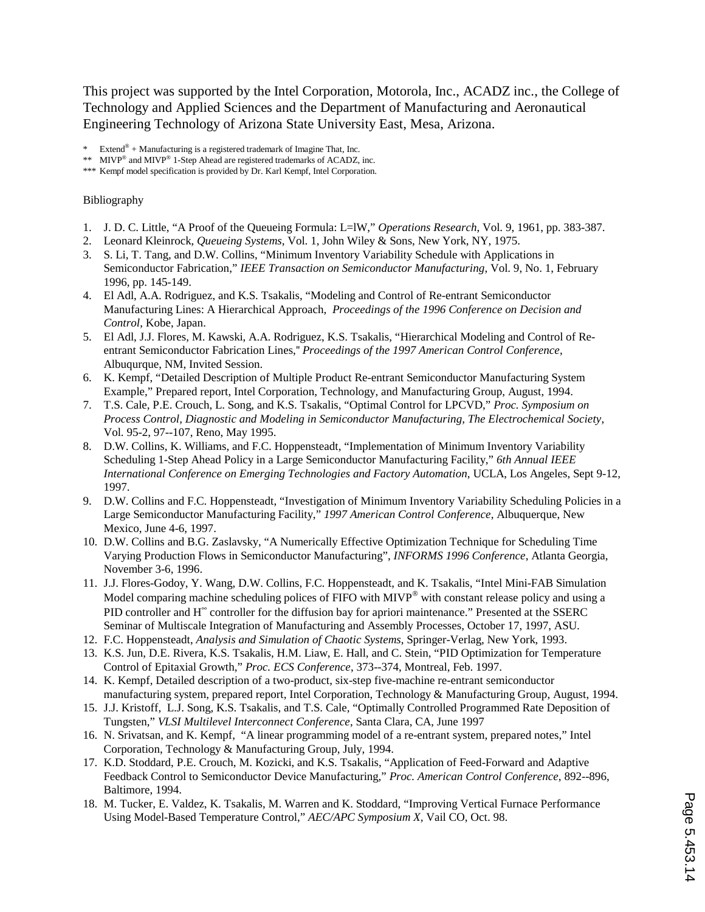This project was supported by the Intel Corporation, Motorola, Inc., ACADZ inc., the College of Technology and Applied Sciences and the Department of Manufacturing and Aeronautical Engineering Technology of Arizona State University East, Mesa, Arizona.

\* Extend® + Manufacturing is a registered trademark of Imagine That, Inc.

\*\* MIVP® and MIVP® 1-Step Ahead are registered trademarks of ACADZ, inc.

\*\*\* Kempf model specification is provided by Dr. Karl Kempf, Intel Corporation.

Bibliography

1. J. D. C. Little, "A Proof of the Queueing Formula: L=lW," *Operations Research*, Vol. 9, 1961, pp. 383-387.
2. Leonard Kleinrock, *Queueing Systems*, Vol. 1, John Wiley & Sons, New York, NY, 1975.
3. S. Li, T. Tang, and D.W. Collins, "Minimum Inventory Variability Schedule with Applications in Semiconductor Fabrication," *IEEE Transaction on Semiconductor Manufacturing*, Vol. 9, No. 1, February 1996, pp. 145-149.
4. El Adl, A.A. Rodriguez, and K.S. Tsakalis, "Modeling and Control of Re-entrant Semiconductor Manufacturing Lines: A Hierarchical Approach, *Proceedings of the 1996 Conference on Decision and Control*, Kobe, Japan.
5. El Adl, J.J. Flores, M. Kawski, A.A. Rodriguez, K.S. Tsakalis, "Hierarchical Modeling and Control of Re-entrant Semiconductor Fabrication Lines," *Proceedings of the 1997 American Control Conference*, Albuquerque, NM, Invited Session.
6. K. Kempf, "Detailed Description of Multiple Product Re-entrant Semiconductor Manufacturing System Example," Prepared report, Intel Corporation, Technology, and Manufacturing Group, August, 1994.
7. T.S. Cale, P.E. Crouch, L. Song, and K.S. Tsakalis, "Optimal Control for LPCVD," *Proc. Symposium on Process Control, Diagnostic and Modeling in Semiconductor Manufacturing, The Electrochemical Society*, Vol. 95-2, 97--107, Reno, May 1995.
8. D.W. Collins, K. Williams, and F.C. Hoppensteadt, "Implementation of Minimum Inventory Variability Scheduling 1-Step Ahead Policy in a Large Semiconductor Manufacturing Facility," *6th Annual IEEE International Conference on Emerging Technologies and Factory Automation*, UCLA, Los Angeles, Sept 9-12, 1997.
9. D.W. Collins and F.C. Hoppensteadt, "Investigation of Minimum Inventory Variability Scheduling Policies in a Large Semiconductor Manufacturing Facility," *1997 American Control Conference*, Albuquerque, New Mexico, June 4-6, 1997.
10. D.W. Collins and B.G. Zaslavsky, "A Numerically Effective Optimization Technique for Scheduling Time Varying Production Flows in Semiconductor Manufacturing", *INFORMS 1996 Conference*, Atlanta Georgia, November 3-6, 1996.
11. J.J. Flores-Godoy, Y. Wang, D.W. Collins, F.C. Hoppensteadt, and K. Tsakalis, "Intel Mini-FAB Simulation Model comparing machine scheduling polices of FIFO with MIVP® with constant release policy and using a PID controller and $H^{\infty}$ controller for the diffusion bay for apriori maintenance." Presented at the SSERC Seminar of Multiscale Integration of Manufacturing and Assembly Processes, October 17, 1997, ASU.
12. F.C. Hoppensteadt, *Analysis and Simulation of Chaotic Systems*, Springer-Verlag, New York, 1993.
13. K.S. Jun, D.E. Rivera, K.S. Tsakalis, H.M. Liaw, E. Hall, and C. Stein, "PID Optimization for Temperature Control of Epitaxial Growth," *Proc. ECS Conference*, 373--374, Montreal, Feb. 1997.
14. K. Kempf, Detailed description of a two-product, six-step five-machine re-entrant semiconductor manufacturing system, prepared report, Intel Corporation, Technology & Manufacturing Group, August, 1994.
15. J.J. Kristoff, L.J. Song, K.S. Tsakalis, and T.S. Cale, "Optimally Controlled Programmed Rate Deposition of Tungsten," *VLSI Multilevel Interconnect Conference*, Santa Clara, CA, June 1997
16. N. Srivatsan, and K. Kempf, "A linear programming model of a re-entrant system, prepared notes," Intel Corporation, Technology & Manufacturing Group, July, 1994.
17. K.D. Stoddard, P.E. Crouch, M. Kozicki, and K.S. Tsakalis, "Application of Feed-Forward and Adaptive Feedback Control to Semiconductor Device Manufacturing," *Proc. American Control Conference*, 892--896, Baltimore, 1994.
18. M. Tucker, E. Valdez, K. Tsakalis, M. Warren and K. Stoddard, "Improving Vertical Furnace Performance Using Model-Based Temperature Control," *AEC/APC Symposium X*, Vail CO, Oct. 98.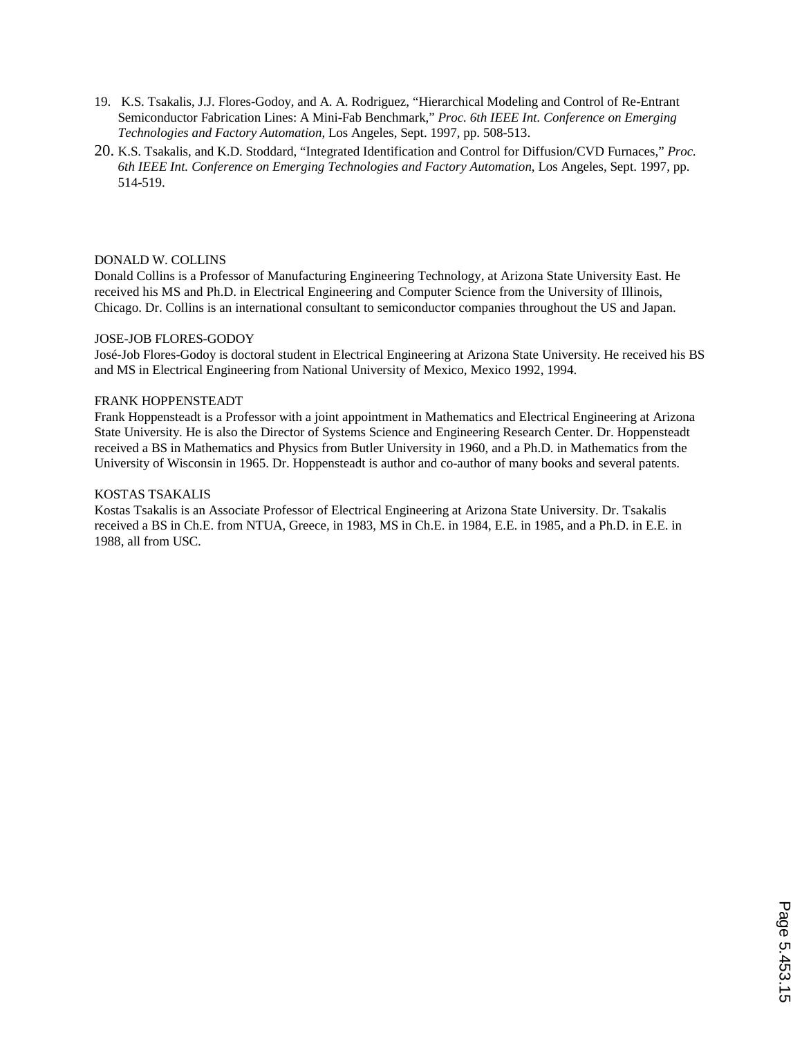19. K.S. Tsakalis, J.J. Flores-Godoy, and A. A. Rodriguez, “Hierarchical Modeling and Control of Re-Entrant Semiconductor Fabrication Lines: A Mini-Fab Benchmark,” *Proc. 6th IEEE Int. Conference on Emerging Technologies and Factory Automation*, Los Angeles, Sept. 1997, pp. 508-513.
20. K.S. Tsakalis, and K.D. Stoddard, “Integrated Identification and Control for Diffusion/CVD Furnaces,” *Proc. 6th IEEE Int. Conference on Emerging Technologies and Factory Automation*, Los Angeles, Sept. 1997, pp. 514-519.

DONALD W. COLLINS
Donald Collins is a Professor of Manufacturing Engineering Technology, at Arizona State University East. He received his MS and Ph.D. in Electrical Engineering and Computer Science from the University of Illinois, Chicago. Dr. Collins is an international consultant to semiconductor companies throughout the US and Japan.

JOSE-JOB FLORES-GODOY
José-Job Flores-Godoy is doctoral student in Electrical Engineering at Arizona State University. He received his BS and MS in Electrical Engineering from National University of Mexico, Mexico 1992, 1994.

FRANK HOPPENSTEADT
Frank Hoppensteadt is a Professor with a joint appointment in Mathematics and Electrical Engineering at Arizona State University. He is also the Director of Systems Science and Engineering Research Center. Dr. Hoppensteadt received a BS in Mathematics and Physics from Butler University in 1960, and a Ph.D. in Mathematics from the University of Wisconsin in 1965. Dr. Hoppensteadt is author and co-author of many books and several patents.

KOSTAS TSAKALIS
Kostas Tsakalis is an Associate Professor of Electrical Engineering at Arizona State University. Dr. Tsakalis received a BS in Ch.E. from NTUA, Greece, in 1983, MS in Ch.E. in 1984, E.E. in 1985, and a Ph.D. in E.E. in 1988, all from USC.